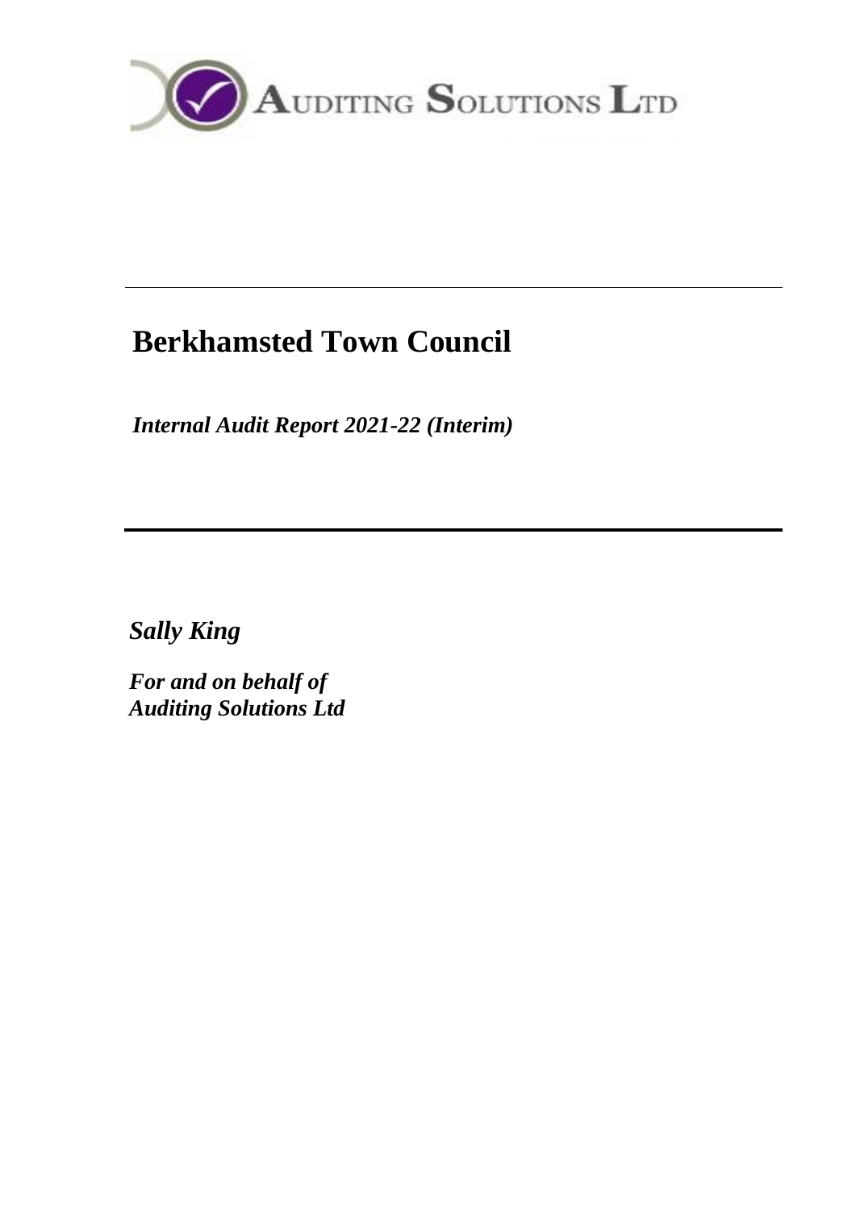AUDITING SOLUTIONS LTD

---

# Berkhamsted Town Council

*Internal Audit Report 2021-22 (Interim)*

---

*Sally King*

*For and on behalf of*
*Auditing Solutions Ltd*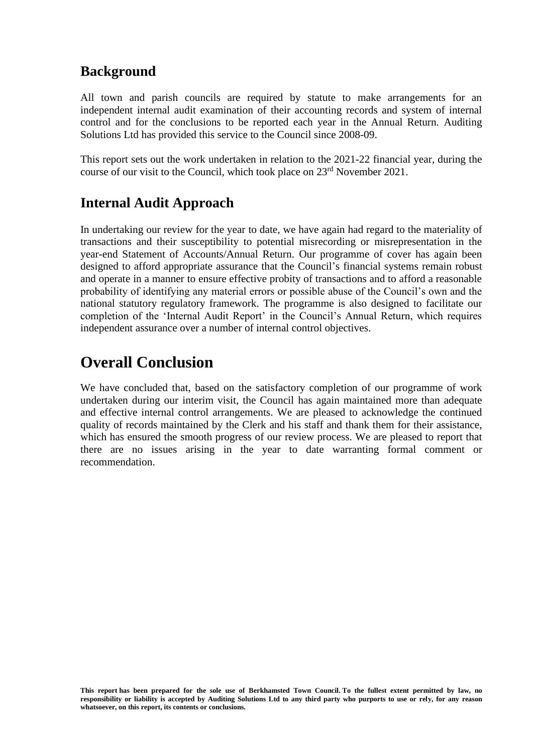## Background

All town and parish councils are required by statute to make arrangements for an independent internal audit examination of their accounting records and system of internal control and for the conclusions to be reported each year in the Annual Return. Auditing Solutions Ltd has provided this service to the Council since 2008-09.

This report sets out the work undertaken in relation to the 2021-22 financial year, during the course of our visit to the Council, which took place on 23rd November 2021.

## Internal Audit Approach

In undertaking our review for the year to date, we have again had regard to the materiality of transactions and their susceptibility to potential misrecording or misrepresentation in the year-end Statement of Accounts/Annual Return. Our programme of cover has again been designed to afford appropriate assurance that the Council's financial systems remain robust and operate in a manner to ensure effective probity of transactions and to afford a reasonable probability of identifying any material errors or possible abuse of the Council's own and the national statutory regulatory framework. The programme is also designed to facilitate our completion of the 'Internal Audit Report' in the Council's Annual Return, which requires independent assurance over a number of internal control objectives.

# Overall Conclusion

We have concluded that, based on the satisfactory completion of our programme of work undertaken during our interim visit, the Council has again maintained more than adequate and effective internal control arrangements. We are pleased to acknowledge the continued quality of records maintained by the Clerk and his staff and thank them for their assistance, which has ensured the smooth progress of our review process. We are pleased to report that there are no issues arising in the year to date warranting formal comment or recommendation.

**This report has been prepared for the sole use of Berkhamsted Town Council. To the fullest extent permitted by law, no responsibility or liability is accepted by Auditing Solutions Ltd to any third party who purports to use or rely, for any reason whatsoever, on this report, its contents or conclusions.**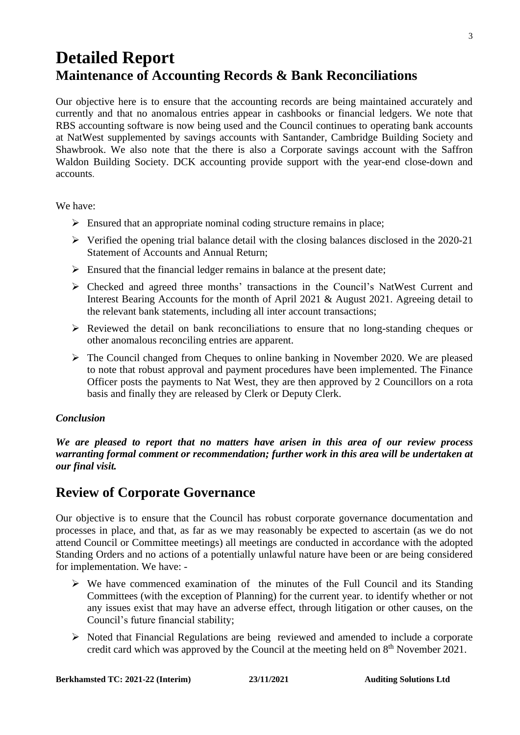# Detailed Report

## Maintenance of Accounting Records & Bank Reconciliations

Our objective here is to ensure that the accounting records are being maintained accurately and currently and that no anomalous entries appear in cashbooks or financial ledgers. We note that RBS accounting software is now being used and the Council continues to operating bank accounts at NatWest supplemented by savings accounts with Santander, Cambridge Building Society and Shawbrook. We also note that the there is also a Corporate savings account with the Saffron Waldon Building Society. DCK accounting provide support with the year-end close-down and accounts.

We have:

- Ensured that an appropriate nominal coding structure remains in place;
- Verified the opening trial balance detail with the closing balances disclosed in the 2020-21 Statement of Accounts and Annual Return;
- Ensured that the financial ledger remains in balance at the present date;
- Checked and agreed three months' transactions in the Council's NatWest Current and Interest Bearing Accounts for the month of April 2021 & August 2021. Agreeing detail to the relevant bank statements, including all inter account transactions;
- Reviewed the detail on bank reconciliations to ensure that no long-standing cheques or other anomalous reconciling entries are apparent.
- The Council changed from Cheques to online banking in November 2020. We are pleased to note that robust approval and payment procedures have been implemented. The Finance Officer posts the payments to Nat West, they are then approved by 2 Councillors on a rota basis and finally they are released by Clerk or Deputy Clerk.

***Conclusion***

***We are pleased to report that no matters have arisen in this area of our review process warranting formal comment or recommendation; further work in this area will be undertaken at our final visit.***

## Review of Corporate Governance

Our objective is to ensure that the Council has robust corporate governance documentation and processes in place, and that, as far as we may reasonably be expected to ascertain (as we do not attend Council or Committee meetings) all meetings are conducted in accordance with the adopted Standing Orders and no actions of a potentially unlawful nature have been or are being considered for implementation. We have: -

- We have commenced examination of the minutes of the Full Council and its Standing Committees (with the exception of Planning) for the current year. to identify whether or not any issues exist that may have an adverse effect, through litigation or other causes, on the Council's future financial stability;
- Noted that Financial Regulations are being reviewed and amended to include a corporate credit card which was approved by the Council at the meeting held on 8th November 2021.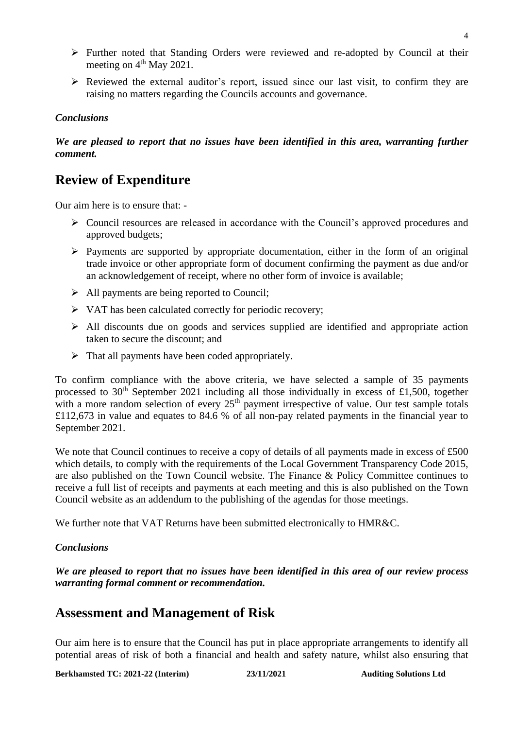- Further noted that Standing Orders were reviewed and re-adopted by Council at their meeting on 4th May 2021.
- Reviewed the external auditor's report, issued since our last visit, to confirm they are raising no matters regarding the Councils accounts and governance.

***Conclusions***

***We are pleased to report that no issues have been identified in this area, warranting further comment.***

## Review of Expenditure

Our aim here is to ensure that: -

- Council resources are released in accordance with the Council's approved procedures and approved budgets;
- Payments are supported by appropriate documentation, either in the form of an original trade invoice or other appropriate form of document confirming the payment as due and/or an acknowledgement of receipt, where no other form of invoice is available;
- All payments are being reported to Council;
- VAT has been calculated correctly for periodic recovery;
- All discounts due on goods and services supplied are identified and appropriate action taken to secure the discount; and
- That all payments have been coded appropriately.

To confirm compliance with the above criteria, we have selected a sample of 35 payments processed to 30th September 2021 including all those individually in excess of £1,500, together with a more random selection of every 25th payment irrespective of value. Our test sample totals £112,673 in value and equates to 84.6 % of all non-pay related payments in the financial year to September 2021.

We note that Council continues to receive a copy of details of all payments made in excess of £500 which details, to comply with the requirements of the Local Government Transparency Code 2015, are also published on the Town Council website. The Finance & Policy Committee continues to receive a full list of receipts and payments at each meeting and this is also published on the Town Council website as an addendum to the publishing of the agendas for those meetings.

We further note that VAT Returns have been submitted electronically to HMR&C.

***Conclusions***

***We are pleased to report that no issues have been identified in this area of our review process warranting formal comment or recommendation.***

## Assessment and Management of Risk

Our aim here is to ensure that the Council has put in place appropriate arrangements to identify all potential areas of risk of both a financial and health and safety nature, whilst also ensuring that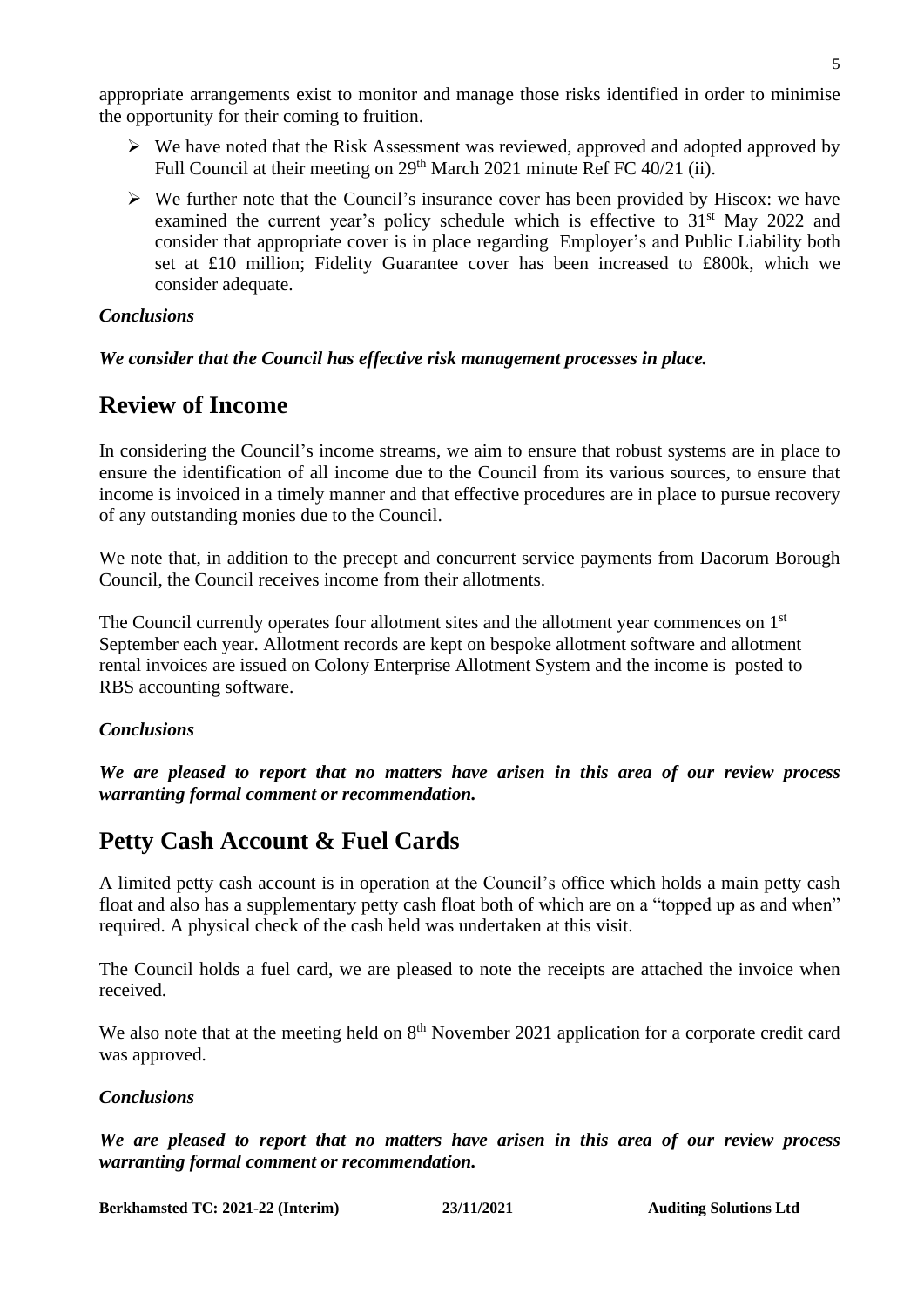appropriate arrangements exist to monitor and manage those risks identified in order to minimise the opportunity for their coming to fruition.

- We have noted that the Risk Assessment was reviewed, approved and adopted approved by Full Council at their meeting on 29th March 2021 minute Ref FC 40/21 (ii).
- We further note that the Council's insurance cover has been provided by Hiscox: we have examined the current year's policy schedule which is effective to 31st May 2022 and consider that appropriate cover is in place regarding Employer's and Public Liability both set at £10 million; Fidelity Guarantee cover has been increased to £800k, which we consider adequate.

***Conclusions***

***We consider that the Council has effective risk management processes in place.***

## Review of Income

In considering the Council's income streams, we aim to ensure that robust systems are in place to ensure the identification of all income due to the Council from its various sources, to ensure that income is invoiced in a timely manner and that effective procedures are in place to pursue recovery of any outstanding monies due to the Council.

We note that, in addition to the precept and concurrent service payments from Dacorum Borough Council, the Council receives income from their allotments.

The Council currently operates four allotment sites and the allotment year commences on 1st September each year. Allotment records are kept on bespoke allotment software and allotment rental invoices are issued on Colony Enterprise Allotment System and the income is posted to RBS accounting software.

***Conclusions***

***We are pleased to report that no matters have arisen in this area of our review process warranting formal comment or recommendation.***

## Petty Cash Account & Fuel Cards

A limited petty cash account is in operation at the Council's office which holds a main petty cash float and also has a supplementary petty cash float both of which are on a "topped up as and when" required. A physical check of the cash held was undertaken at this visit.

The Council holds a fuel card, we are pleased to note the receipts are attached the invoice when received.

We also note that at the meeting held on 8th November 2021 application for a corporate credit card was approved.

***Conclusions***

***We are pleased to report that no matters have arisen in this area of our review process warranting formal comment or recommendation.***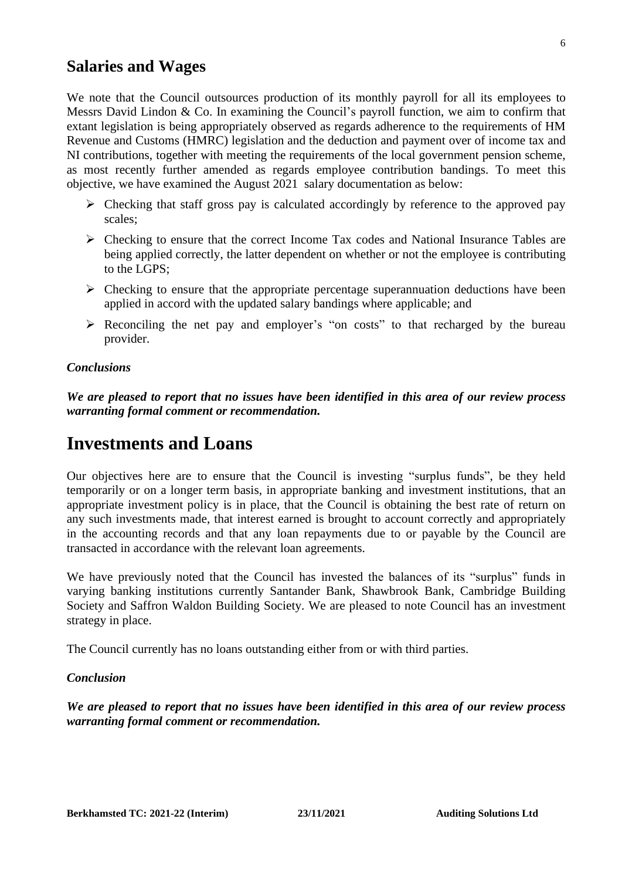## Salaries and Wages

We note that the Council outsources production of its monthly payroll for all its employees to Messrs David Lindon & Co. In examining the Council's payroll function, we aim to confirm that extant legislation is being appropriately observed as regards adherence to the requirements of HM Revenue and Customs (HMRC) legislation and the deduction and payment over of income tax and NI contributions, together with meeting the requirements of the local government pension scheme, as most recently further amended as regards employee contribution bandings. To meet this objective, we have examined the August 2021 salary documentation as below:

- Checking that staff gross pay is calculated accordingly by reference to the approved pay scales;
- Checking to ensure that the correct Income Tax codes and National Insurance Tables are being applied correctly, the latter dependent on whether or not the employee is contributing to the LGPS;
- Checking to ensure that the appropriate percentage superannuation deductions have been applied in accord with the updated salary bandings where applicable; and
- Reconciling the net pay and employer's "on costs" to that recharged by the bureau provider.

### *Conclusions*

***We are pleased to report that no issues have been identified in this area of our review process warranting formal comment or recommendation.***

# Investments and Loans

Our objectives here are to ensure that the Council is investing "surplus funds", be they held temporarily or on a longer term basis, in appropriate banking and investment institutions, that an appropriate investment policy is in place, that the Council is obtaining the best rate of return on any such investments made, that interest earned is brought to account correctly and appropriately in the accounting records and that any loan repayments due to or payable by the Council are transacted in accordance with the relevant loan agreements.

We have previously noted that the Council has invested the balances of its "surplus" funds in varying banking institutions currently Santander Bank, Shawbrook Bank, Cambridge Building Society and Saffron Waldon Building Society. We are pleased to note Council has an investment strategy in place.

The Council currently has no loans outstanding either from or with third parties.

### *Conclusion*

***We are pleased to report that no issues have been identified in this area of our review process warranting formal comment or recommendation.***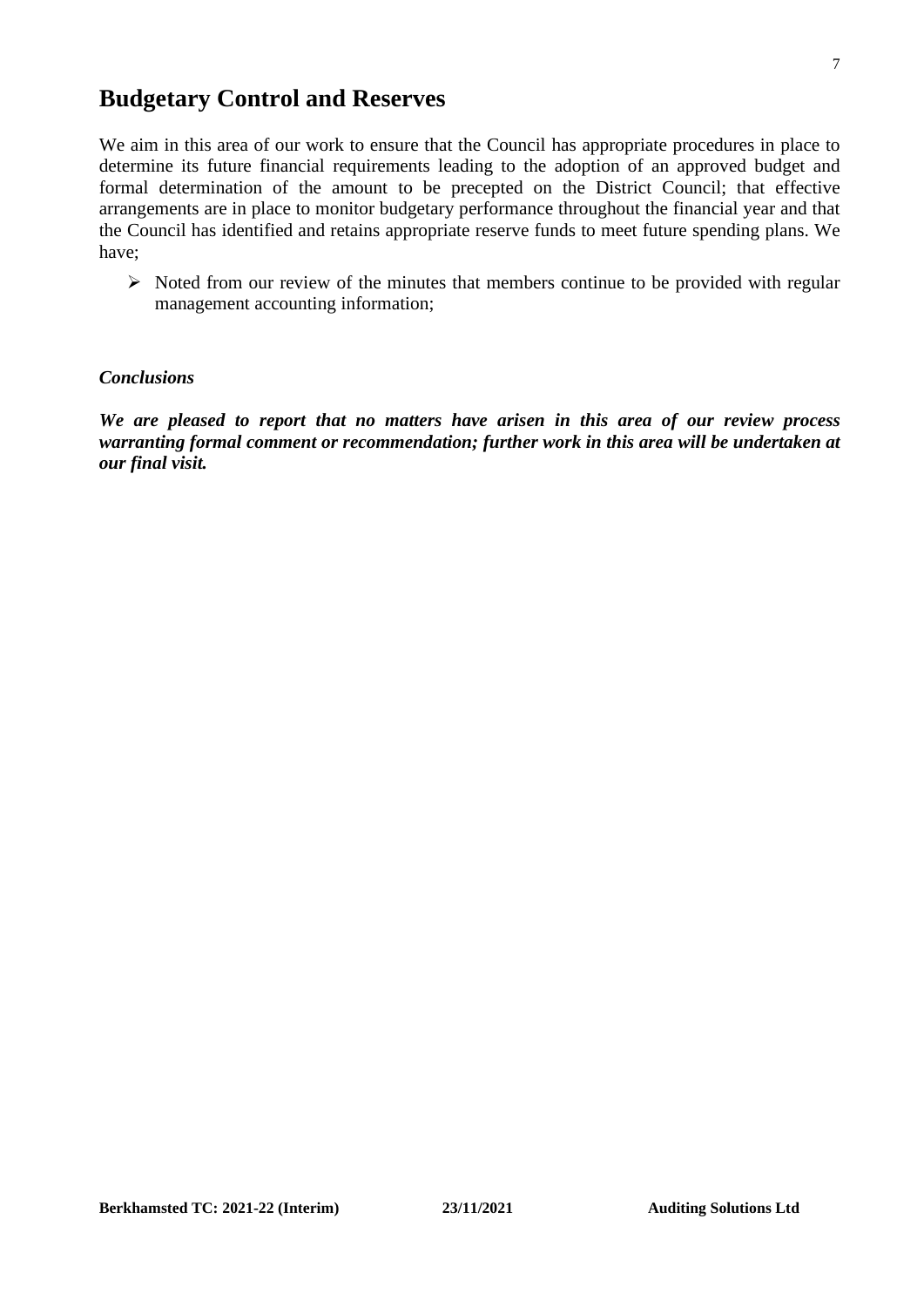## Budgetary Control and Reserves

We aim in this area of our work to ensure that the Council has appropriate procedures in place to determine its future financial requirements leading to the adoption of an approved budget and formal determination of the amount to be precepted on the District Council; that effective arrangements are in place to monitor budgetary performance throughout the financial year and that the Council has identified and retains appropriate reserve funds to meet future spending plans. We have;

- Noted from our review of the minutes that members continue to be provided with regular management accounting information;

***Conclusions***

***We are pleased to report that no matters have arisen in this area of our review process warranting formal comment or recommendation; further work in this area will be undertaken at our final visit.***